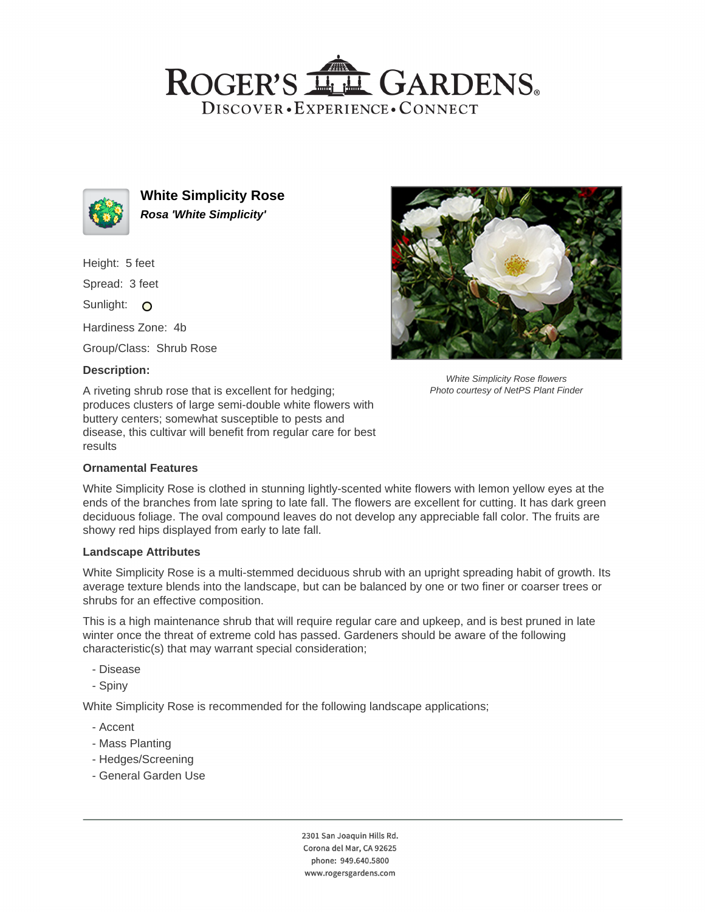# ROGER'S GARDENS

DISCOVER • EXPERIENCE • CONNECT

## White Simplicity Rose

***Rosa 'White Simplicity'***

Height: 5 feet

Spread: 3 feet

Sunlight: 

Hardiness Zone: 4b

Group/Class: Shrub Rose

### Description:

A riveting shrub rose that is excellent for hedging; produces clusters of large semi-double white flowers with buttery centers; somewhat susceptible to pests and disease, this cultivar will benefit from regular care for best results

*White Simplicity Rose flowers*
*Photo courtesy of NetPS Plant Finder*

### Ornamental Features

White Simplicity Rose is clothed in stunning lightly-scented white flowers with lemon yellow eyes at the ends of the branches from late spring to late fall. The flowers are excellent for cutting. It has dark green deciduous foliage. The oval compound leaves do not develop any appreciable fall color. The fruits are showy red hips displayed from early to late fall.

### Landscape Attributes

White Simplicity Rose is a multi-stemmed deciduous shrub with an upright spreading habit of growth. Its average texture blends into the landscape, but can be balanced by one or two finer or coarser trees or shrubs for an effective composition.

This is a high maintenance shrub that will require regular care and upkeep, and is best pruned in late winter once the threat of extreme cold has passed. Gardeners should be aware of the following characteristic(s) that may warrant special consideration;

- Disease
- Spiny

White Simplicity Rose is recommended for the following landscape applications;

- Accent
- Mass Planting
- Hedges/Screening
- General Garden Use

2301 San Joaquin Hills Rd.
Corona del Mar, CA 92625
phone: 949.640.5800
www.rogersgardens.com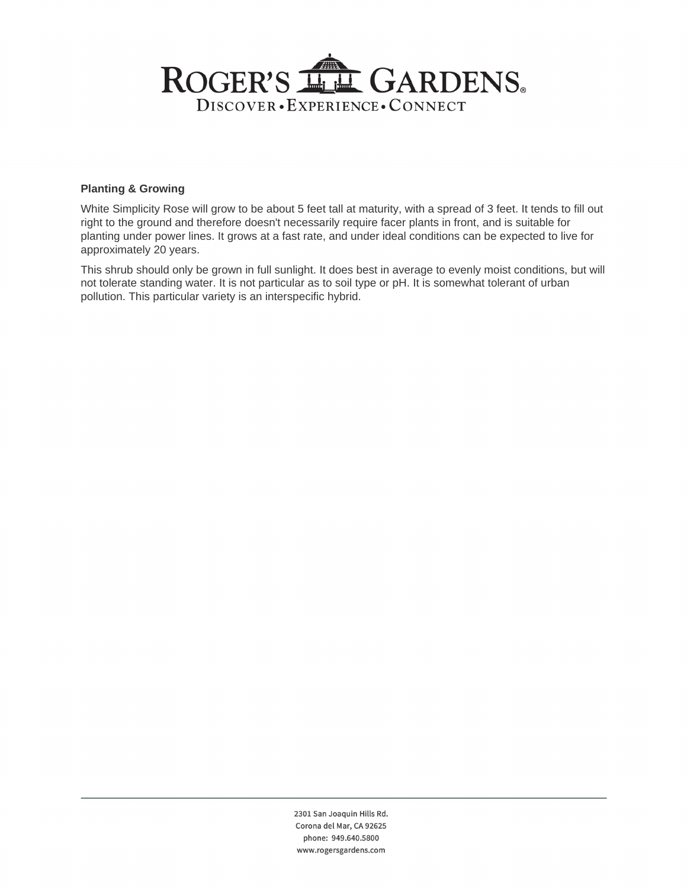**Planting & Growing**

White Simplicity Rose will grow to be about 5 feet tall at maturity, with a spread of 3 feet. It tends to fill out right to the ground and therefore doesn't necessarily require facer plants in front, and is suitable for planting under power lines. It grows at a fast rate, and under ideal conditions can be expected to live for approximately 20 years.

This shrub should only be grown in full sunlight. It does best in average to evenly moist conditions, but will not tolerate standing water. It is not particular as to soil type or pH. It is somewhat tolerant of urban pollution. This particular variety is an interspecific hybrid.